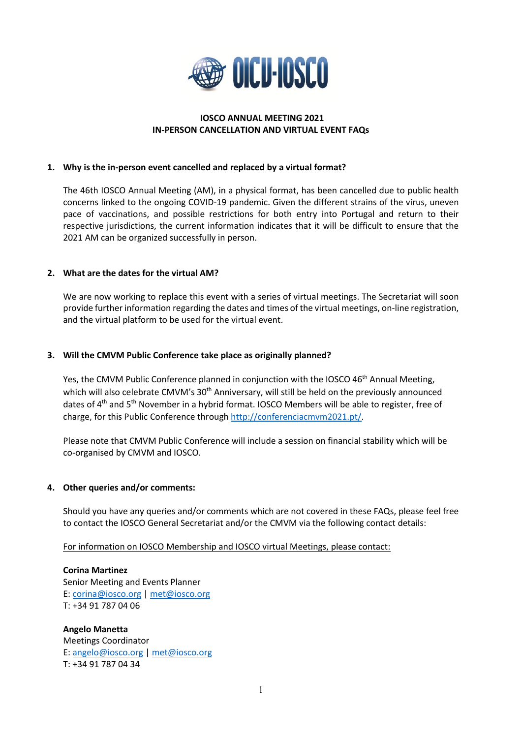# IOSCO ANNUAL MEETING 2021
## IN-PERSON CANCELLATION AND VIRTUAL EVENT FAQs

### 1. Why is the in-person event cancelled and replaced by a virtual format?

The 46th IOSCO Annual Meeting (AM), in a physical format, has been cancelled due to public health concerns linked to the ongoing COVID-19 pandemic. Given the different strains of the virus, uneven pace of vaccinations, and possible restrictions for both entry into Portugal and return to their respective jurisdictions, the current information indicates that it will be difficult to ensure that the 2021 AM can be organized successfully in person.

### 2. What are the dates for the virtual AM?

We are now working to replace this event with a series of virtual meetings. The Secretariat will soon provide further information regarding the dates and times of the virtual meetings, on-line registration, and the virtual platform to be used for the virtual event.

### 3. Will the CMVM Public Conference take place as originally planned?

Yes, the CMVM Public Conference planned in conjunction with the IOSCO 46th Annual Meeting, which will also celebrate CMVM's 30th Anniversary, will still be held on the previously announced dates of 4th and 5th November in a hybrid format. IOSCO Members will be able to register, free of charge, for this Public Conference through http://conferenciacmvm2021.pt/.

Please note that CMVM Public Conference will include a session on financial stability which will be co-organised by CMVM and IOSCO.

### 4. Other queries and/or comments:

Should you have any queries and/or comments which are not covered in these FAQs, please feel free to contact the IOSCO General Secretariat and/or the CMVM via the following contact details:

For information on IOSCO Membership and IOSCO virtual Meetings, please contact:

**Corina Martinez**
Senior Meeting and Events Planner
E: corina@iosco.org | met@iosco.org
T: +34 91 787 04 06

**Angelo Manetta**
Meetings Coordinator
E: angelo@iosco.org | met@iosco.org
T: +34 91 787 04 34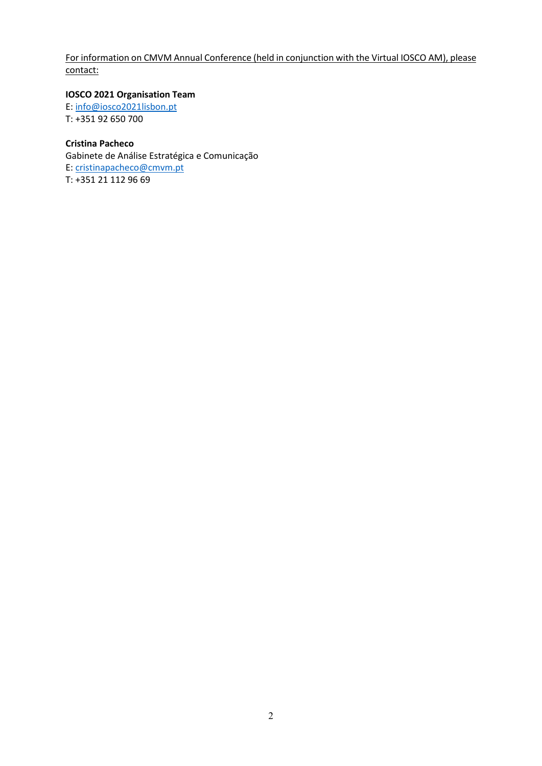For information on CMVM Annual Conference (held in conjunction with the Virtual IOSCO AM), please contact:

**IOSCO 2021 Organisation Team**
E: info@iosco2021lisbon.pt
T: +351 92 650 700

**Cristina Pacheco**
Gabinete de Análise Estratégica e Comunicação
E: cristinapacheco@cmvm.pt
T: +351 21 112 96 69